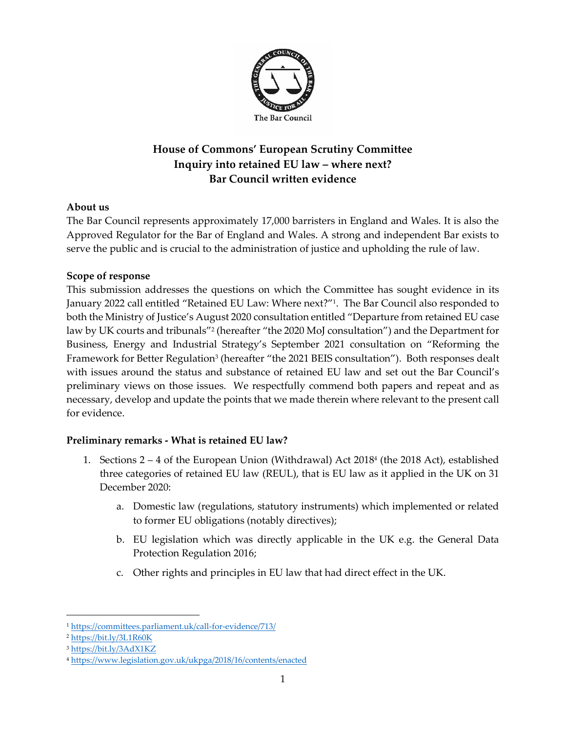# House of Commons' European Scrutiny Committee
# Inquiry into retained EU law – where next?
# Bar Council written evidence

### About us

The Bar Council represents approximately 17,000 barristers in England and Wales. It is also the Approved Regulator for the Bar of England and Wales. A strong and independent Bar exists to serve the public and is crucial to the administration of justice and upholding the rule of law.

### Scope of response

This submission addresses the questions on which the Committee has sought evidence in its January 2022 call entitled "Retained EU Law: Where next?"[1]. The Bar Council also responded to both the Ministry of Justice's August 2020 consultation entitled "Departure from retained EU case law by UK courts and tribunals"[2] (hereafter "the 2020 MoJ consultation") and the Department for Business, Energy and Industrial Strategy's September 2021 consultation on "Reforming the Framework for Better Regulation[3] (hereafter "the 2021 BEIS consultation"). Both responses dealt with issues around the status and substance of retained EU law and set out the Bar Council's preliminary views on those issues. We respectfully commend both papers and repeat and as necessary, develop and update the points that we made therein where relevant to the present call for evidence.

### Preliminary remarks - What is retained EU law?

1. Sections 2 – 4 of the European Union (Withdrawal) Act 2018[4] (the 2018 Act), established three categories of retained EU law (REUL), that is EU law as it applied in the UK on 31 December 2020:
   a. Domestic law (regulations, statutory instruments) which implemented or related to former EU obligations (notably directives);
   b. EU legislation which was directly applicable in the UK e.g. the General Data Protection Regulation 2016;
   c. Other rights and principles in EU law that had direct effect in the UK.

[1] https://committees.parliament.uk/call-for-evidence/713/
[2] https://bit.ly/3L1R60K
[3] https://bit.ly/3AdX1KZ
[4] https://www.legislation.gov.uk/ukpga/2018/16/contents/enacted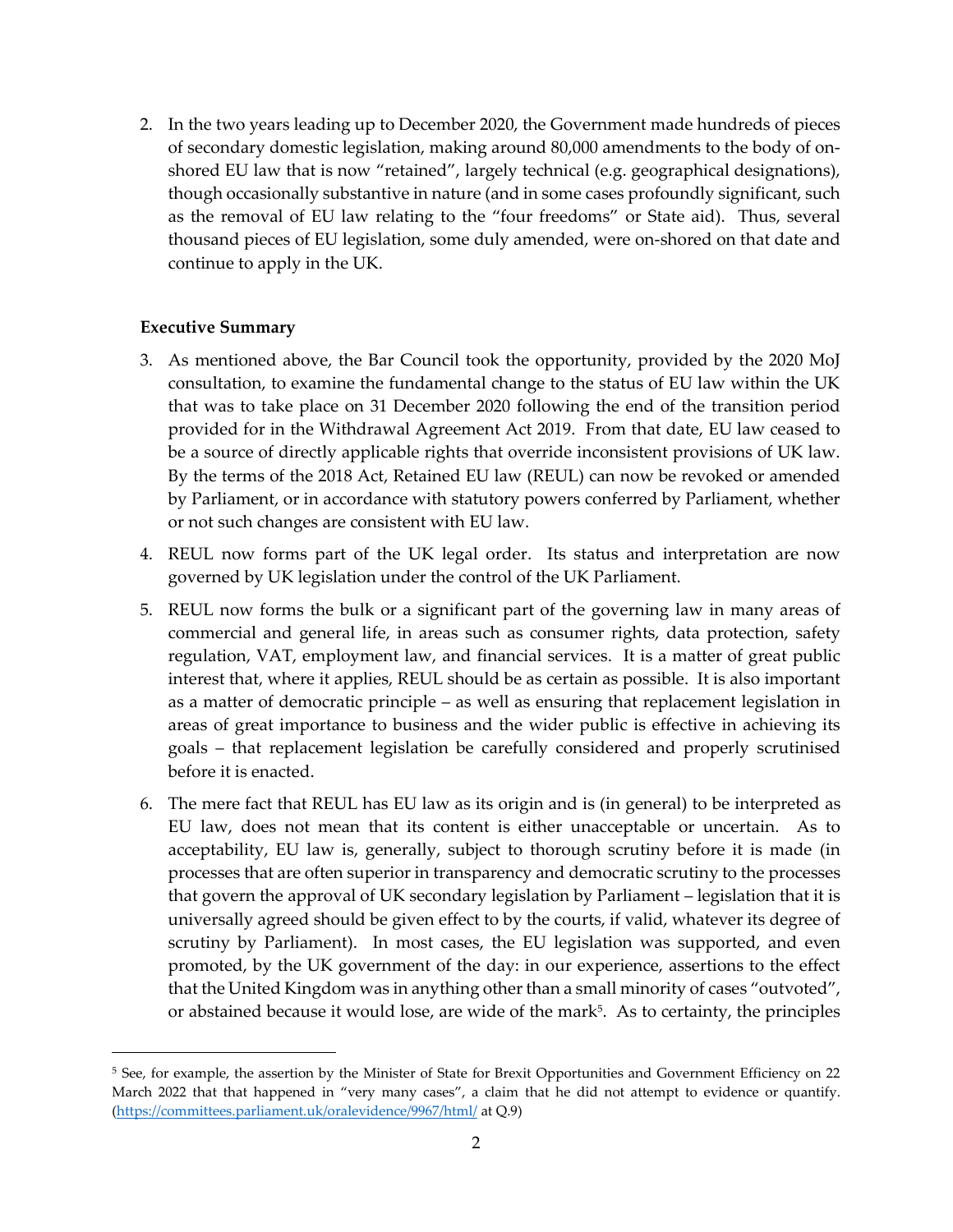2. In the two years leading up to December 2020, the Government made hundreds of pieces of secondary domestic legislation, making around 80,000 amendments to the body of on-shored EU law that is now "retained", largely technical (e.g. geographical designations), though occasionally substantive in nature (and in some cases profoundly significant, such as the removal of EU law relating to the "four freedoms" or State aid). Thus, several thousand pieces of EU legislation, some duly amended, were on-shored on that date and continue to apply in the UK.

**Executive Summary**

3. As mentioned above, the Bar Council took the opportunity, provided by the 2020 MoJ consultation, to examine the fundamental change to the status of EU law within the UK that was to take place on 31 December 2020 following the end of the transition period provided for in the Withdrawal Agreement Act 2019. From that date, EU law ceased to be a source of directly applicable rights that override inconsistent provisions of UK law. By the terms of the 2018 Act, Retained EU law (REUL) can now be revoked or amended by Parliament, or in accordance with statutory powers conferred by Parliament, whether or not such changes are consistent with EU law.

4. REUL now forms part of the UK legal order. Its status and interpretation are now governed by UK legislation under the control of the UK Parliament.

5. REUL now forms the bulk or a significant part of the governing law in many areas of commercial and general life, in areas such as consumer rights, data protection, safety regulation, VAT, employment law, and financial services. It is a matter of great public interest that, where it applies, REUL should be as certain as possible. It is also important as a matter of democratic principle – as well as ensuring that replacement legislation in areas of great importance to business and the wider public is effective in achieving its goals – that replacement legislation be carefully considered and properly scrutinised before it is enacted.

6. The mere fact that REUL has EU law as its origin and is (in general) to be interpreted as EU law, does not mean that its content is either unacceptable or uncertain. As to acceptability, EU law is, generally, subject to thorough scrutiny before it is made (in processes that are often superior in transparency and democratic scrutiny to the processes that govern the approval of UK secondary legislation by Parliament – legislation that it is universally agreed should be given effect to by the courts, if valid, whatever its degree of scrutiny by Parliament). In most cases, the EU legislation was supported, and even promoted, by the UK government of the day: in our experience, assertions to the effect that the United Kingdom was in anything other than a small minority of cases "outvoted", or abstained because it would lose, are wide of the mark[5]. As to certainty, the principles

[5] See, for example, the assertion by the Minister of State for Brexit Opportunities and Government Efficiency on 22 March 2022 that that happened in "very many cases", a claim that he did not attempt to evidence or quantify. (https://committees.parliament.uk/oralevidence/9967/html/ at Q.9)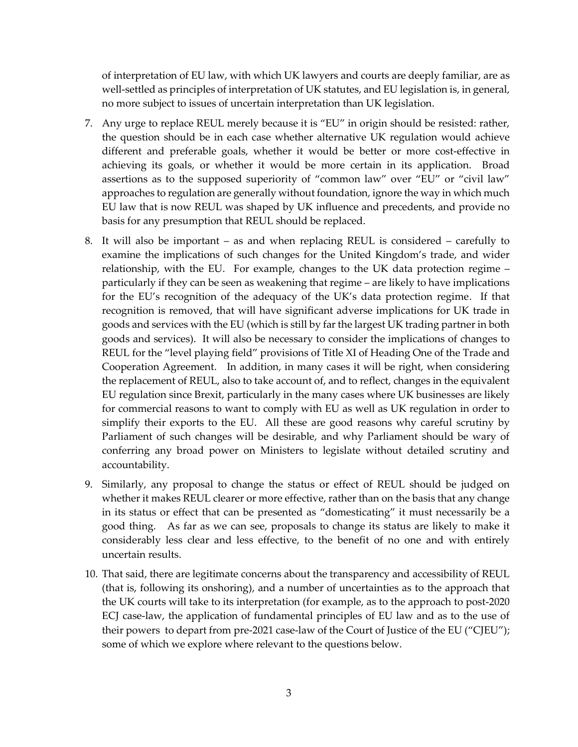of interpretation of EU law, with which UK lawyers and courts are deeply familiar, are as well-settled as principles of interpretation of UK statutes, and EU legislation is, in general, no more subject to issues of uncertain interpretation than UK legislation.

7. Any urge to replace REUL merely because it is "EU" in origin should be resisted: rather, the question should be in each case whether alternative UK regulation would achieve different and preferable goals, whether it would be better or more cost-effective in achieving its goals, or whether it would be more certain in its application. Broad assertions as to the supposed superiority of "common law" over "EU" or "civil law" approaches to regulation are generally without foundation, ignore the way in which much EU law that is now REUL was shaped by UK influence and precedents, and provide no basis for any presumption that REUL should be replaced.

8. It will also be important – as and when replacing REUL is considered – carefully to examine the implications of such changes for the United Kingdom's trade, and wider relationship, with the EU. For example, changes to the UK data protection regime – particularly if they can be seen as weakening that regime – are likely to have implications for the EU's recognition of the adequacy of the UK's data protection regime. If that recognition is removed, that will have significant adverse implications for UK trade in goods and services with the EU (which is still by far the largest UK trading partner in both goods and services). It will also be necessary to consider the implications of changes to REUL for the "level playing field" provisions of Title XI of Heading One of the Trade and Cooperation Agreement. In addition, in many cases it will be right, when considering the replacement of REUL, also to take account of, and to reflect, changes in the equivalent EU regulation since Brexit, particularly in the many cases where UK businesses are likely for commercial reasons to want to comply with EU as well as UK regulation in order to simplify their exports to the EU. All these are good reasons why careful scrutiny by Parliament of such changes will be desirable, and why Parliament should be wary of conferring any broad power on Ministers to legislate without detailed scrutiny and accountability.

9. Similarly, any proposal to change the status or effect of REUL should be judged on whether it makes REUL clearer or more effective, rather than on the basis that any change in its status or effect that can be presented as "domesticating" it must necessarily be a good thing. As far as we can see, proposals to change its status are likely to make it considerably less clear and less effective, to the benefit of no one and with entirely uncertain results.

10. That said, there are legitimate concerns about the transparency and accessibility of REUL (that is, following its onshoring), and a number of uncertainties as to the approach that the UK courts will take to its interpretation (for example, as to the approach to post-2020 ECJ case-law, the application of fundamental principles of EU law and as to the use of their powers to depart from pre-2021 case-law of the Court of Justice of the EU ("CJEU"); some of which we explore where relevant to the questions below.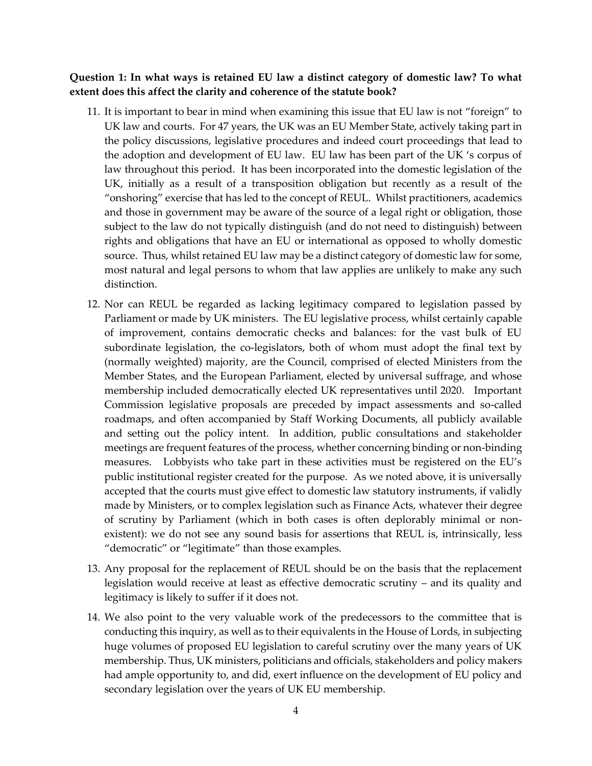**Question 1: In what ways is retained EU law a distinct category of domestic law? To what extent does this affect the clarity and coherence of the statute book?**

11. It is important to bear in mind when examining this issue that EU law is not "foreign" to UK law and courts. For 47 years, the UK was an EU Member State, actively taking part in the policy discussions, legislative procedures and indeed court proceedings that lead to the adoption and development of EU law. EU law has been part of the UK 's corpus of law throughout this period. It has been incorporated into the domestic legislation of the UK, initially as a result of a transposition obligation but recently as a result of the "onshoring" exercise that has led to the concept of REUL. Whilst practitioners, academics and those in government may be aware of the source of a legal right or obligation, those subject to the law do not typically distinguish (and do not need to distinguish) between rights and obligations that have an EU or international as opposed to wholly domestic source. Thus, whilst retained EU law may be a distinct category of domestic law for some, most natural and legal persons to whom that law applies are unlikely to make any such distinction.

12. Nor can REUL be regarded as lacking legitimacy compared to legislation passed by Parliament or made by UK ministers. The EU legislative process, whilst certainly capable of improvement, contains democratic checks and balances: for the vast bulk of EU subordinate legislation, the co-legislators, both of whom must adopt the final text by (normally weighted) majority, are the Council, comprised of elected Ministers from the Member States, and the European Parliament, elected by universal suffrage, and whose membership included democratically elected UK representatives until 2020. Important Commission legislative proposals are preceded by impact assessments and so-called roadmaps, and often accompanied by Staff Working Documents, all publicly available and setting out the policy intent. In addition, public consultations and stakeholder meetings are frequent features of the process, whether concerning binding or non-binding measures. Lobbyists who take part in these activities must be registered on the EU's public institutional register created for the purpose. As we noted above, it is universally accepted that the courts must give effect to domestic law statutory instruments, if validly made by Ministers, or to complex legislation such as Finance Acts, whatever their degree of scrutiny by Parliament (which in both cases is often deplorably minimal or non-existent): we do not see any sound basis for assertions that REUL is, intrinsically, less "democratic" or "legitimate" than those examples.

13. Any proposal for the replacement of REUL should be on the basis that the replacement legislation would receive at least as effective democratic scrutiny – and its quality and legitimacy is likely to suffer if it does not.

14. We also point to the very valuable work of the predecessors to the committee that is conducting this inquiry, as well as to their equivalents in the House of Lords, in subjecting huge volumes of proposed EU legislation to careful scrutiny over the many years of UK membership. Thus, UK ministers, politicians and officials, stakeholders and policy makers had ample opportunity to, and did, exert influence on the development of EU policy and secondary legislation over the years of UK EU membership.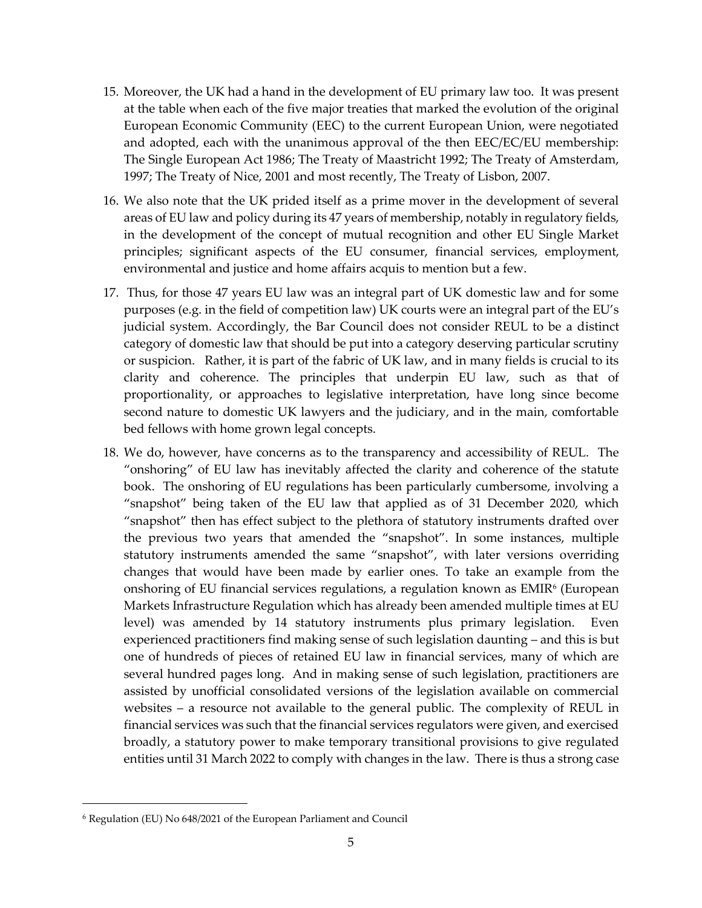15. Moreover, the UK had a hand in the development of EU primary law too. It was present at the table when each of the five major treaties that marked the evolution of the original European Economic Community (EEC) to the current European Union, were negotiated and adopted, each with the unanimous approval of the then EEC/EC/EU membership: The Single European Act 1986; The Treaty of Maastricht 1992; The Treaty of Amsterdam, 1997; The Treaty of Nice, 2001 and most recently, The Treaty of Lisbon, 2007.

16. We also note that the UK prided itself as a prime mover in the development of several areas of EU law and policy during its 47 years of membership, notably in regulatory fields, in the development of the concept of mutual recognition and other EU Single Market principles; significant aspects of the EU consumer, financial services, employment, environmental and justice and home affairs acquis to mention but a few.

17. Thus, for those 47 years EU law was an integral part of UK domestic law and for some purposes (e.g. in the field of competition law) UK courts were an integral part of the EU's judicial system. Accordingly, the Bar Council does not consider REUL to be a distinct category of domestic law that should be put into a category deserving particular scrutiny or suspicion. Rather, it is part of the fabric of UK law, and in many fields is crucial to its clarity and coherence. The principles that underpin EU law, such as that of proportionality, or approaches to legislative interpretation, have long since become second nature to domestic UK lawyers and the judiciary, and in the main, comfortable bed fellows with home grown legal concepts.

18. We do, however, have concerns as to the transparency and accessibility of REUL. The "onshoring" of EU law has inevitably affected the clarity and coherence of the statute book. The onshoring of EU regulations has been particularly cumbersome, involving a "snapshot" being taken of the EU law that applied as of 31 December 2020, which "snapshot" then has effect subject to the plethora of statutory instruments drafted over the previous two years that amended the "snapshot". In some instances, multiple statutory instruments amended the same "snapshot", with later versions overriding changes that would have been made by earlier ones. To take an example from the onshoring of EU financial services regulations, a regulation known as EMIR[6] (European Markets Infrastructure Regulation which has already been amended multiple times at EU level) was amended by 14 statutory instruments plus primary legislation. Even experienced practitioners find making sense of such legislation daunting – and this is but one of hundreds of pieces of retained EU law in financial services, many of which are several hundred pages long. And in making sense of such legislation, practitioners are assisted by unofficial consolidated versions of the legislation available on commercial websites – a resource not available to the general public. The complexity of REUL in financial services was such that the financial services regulators were given, and exercised broadly, a statutory power to make temporary transitional provisions to give regulated entities until 31 March 2022 to comply with changes in the law. There is thus a strong case

[6] Regulation (EU) No 648/2021 of the European Parliament and Council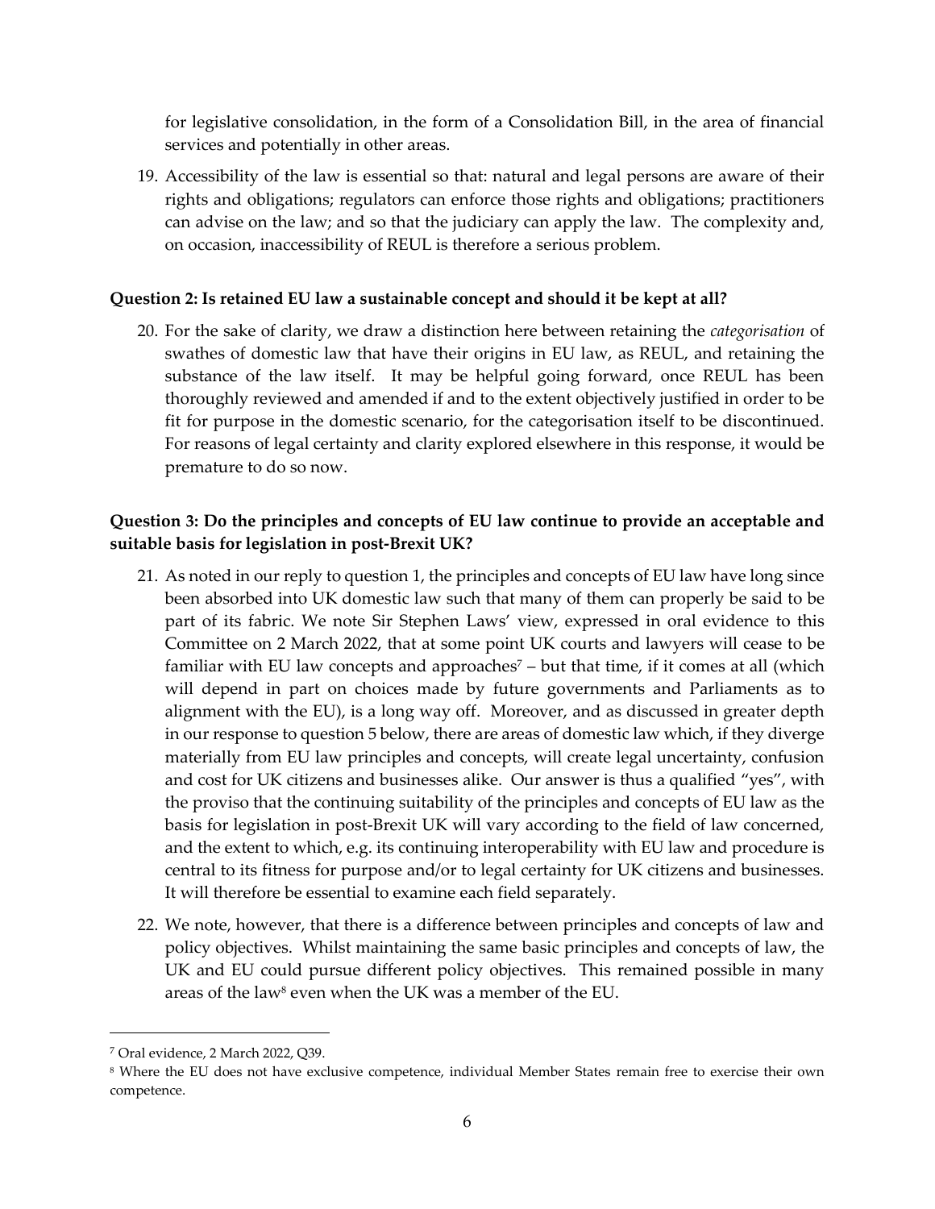for legislative consolidation, in the form of a Consolidation Bill, in the area of financial services and potentially in other areas.

19. Accessibility of the law is essential so that: natural and legal persons are aware of their rights and obligations; regulators can enforce those rights and obligations; practitioners can advise on the law; and so that the judiciary can apply the law. The complexity and, on occasion, inaccessibility of REUL is therefore a serious problem.

**Question 2: Is retained EU law a sustainable concept and should it be kept at all?**

20. For the sake of clarity, we draw a distinction here between retaining the *categorisation* of swathes of domestic law that have their origins in EU law, as REUL, and retaining the substance of the law itself. It may be helpful going forward, once REUL has been thoroughly reviewed and amended if and to the extent objectively justified in order to be fit for purpose in the domestic scenario, for the categorisation itself to be discontinued. For reasons of legal certainty and clarity explored elsewhere in this response, it would be premature to do so now.

**Question 3: Do the principles and concepts of EU law continue to provide an acceptable and suitable basis for legislation in post-Brexit UK?**

21. As noted in our reply to question 1, the principles and concepts of EU law have long since been absorbed into UK domestic law such that many of them can properly be said to be part of its fabric. We note Sir Stephen Laws' view, expressed in oral evidence to this Committee on 2 March 2022, that at some point UK courts and lawyers will cease to be familiar with EU law concepts and approaches[7] – but that time, if it comes at all (which will depend in part on choices made by future governments and Parliaments as to alignment with the EU), is a long way off. Moreover, and as discussed in greater depth in our response to question 5 below, there are areas of domestic law which, if they diverge materially from EU law principles and concepts, will create legal uncertainty, confusion and cost for UK citizens and businesses alike. Our answer is thus a qualified "yes", with the proviso that the continuing suitability of the principles and concepts of EU law as the basis for legislation in post-Brexit UK will vary according to the field of law concerned, and the extent to which, e.g. its continuing interoperability with EU law and procedure is central to its fitness for purpose and/or to legal certainty for UK citizens and businesses. It will therefore be essential to examine each field separately.

22. We note, however, that there is a difference between principles and concepts of law and policy objectives. Whilst maintaining the same basic principles and concepts of law, the UK and EU could pursue different policy objectives. This remained possible in many areas of the law[8] even when the UK was a member of the EU.

---

[7] Oral evidence, 2 March 2022, Q39.

[8] Where the EU does not have exclusive competence, individual Member States remain free to exercise their own competence.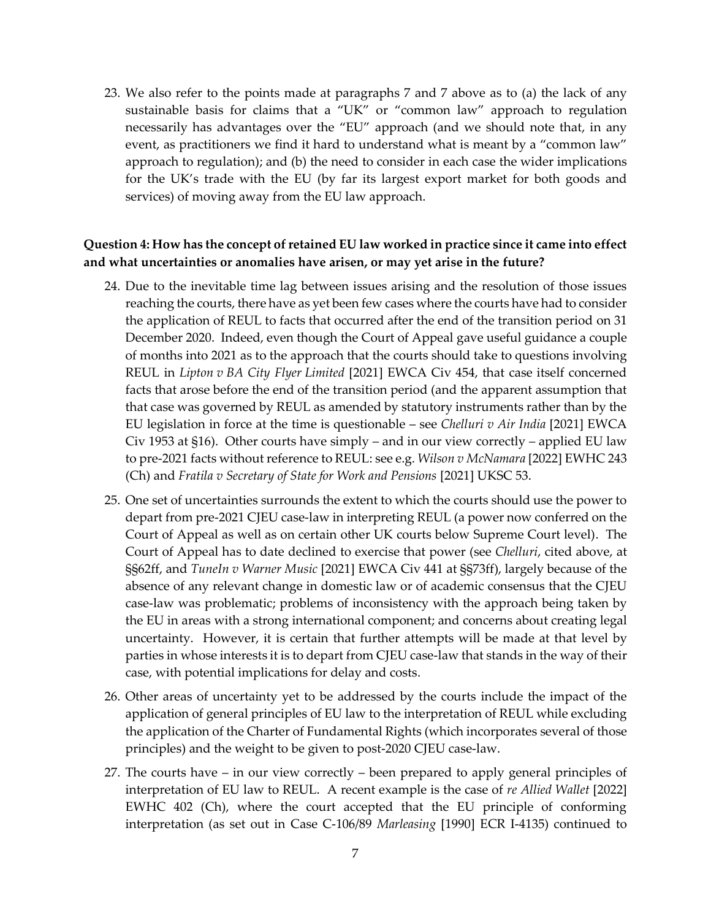23. We also refer to the points made at paragraphs 7 and 7 above as to (a) the lack of any sustainable basis for claims that a "UK" or "common law" approach to regulation necessarily has advantages over the "EU" approach (and we should note that, in any event, as practitioners we find it hard to understand what is meant by a "common law" approach to regulation); and (b) the need to consider in each case the wider implications for the UK's trade with the EU (by far its largest export market for both goods and services) of moving away from the EU law approach.

**Question 4: How has the concept of retained EU law worked in practice since it came into effect and what uncertainties or anomalies have arisen, or may yet arise in the future?**

24. Due to the inevitable time lag between issues arising and the resolution of those issues reaching the courts, there have as yet been few cases where the courts have had to consider the application of REUL to facts that occurred after the end of the transition period on 31 December 2020. Indeed, even though the Court of Appeal gave useful guidance a couple of months into 2021 as to the approach that the courts should take to questions involving REUL in *Lipton v BA City Flyer Limited* [2021] EWCA Civ 454, that case itself concerned facts that arose before the end of the transition period (and the apparent assumption that that case was governed by REUL as amended by statutory instruments rather than by the EU legislation in force at the time is questionable – see *Chelluri v Air India* [2021] EWCA Civ 1953 at §16). Other courts have simply – and in our view correctly – applied EU law to pre-2021 facts without reference to REUL: see e.g. *Wilson v McNamara* [2022] EWHC 243 (Ch) and *Fratila v Secretary of State for Work and Pensions* [2021] UKSC 53.

25. One set of uncertainties surrounds the extent to which the courts should use the power to depart from pre-2021 CJEU case-law in interpreting REUL (a power now conferred on the Court of Appeal as well as on certain other UK courts below Supreme Court level). The Court of Appeal has to date declined to exercise that power (see *Chelluri*, cited above, at §§62ff, and *TuneIn v Warner Music* [2021] EWCA Civ 441 at §§73ff), largely because of the absence of any relevant change in domestic law or of academic consensus that the CJEU case-law was problematic; problems of inconsistency with the approach being taken by the EU in areas with a strong international component; and concerns about creating legal uncertainty. However, it is certain that further attempts will be made at that level by parties in whose interests it is to depart from CJEU case-law that stands in the way of their case, with potential implications for delay and costs.

26. Other areas of uncertainty yet to be addressed by the courts include the impact of the application of general principles of EU law to the interpretation of REUL while excluding the application of the Charter of Fundamental Rights (which incorporates several of those principles) and the weight to be given to post-2020 CJEU case-law.

27. The courts have – in our view correctly – been prepared to apply general principles of interpretation of EU law to REUL. A recent example is the case of *re Allied Wallet* [2022] EWHC 402 (Ch), where the court accepted that the EU principle of conforming interpretation (as set out in Case C-106/89 *Marleasing* [1990] ECR I-4135) continued to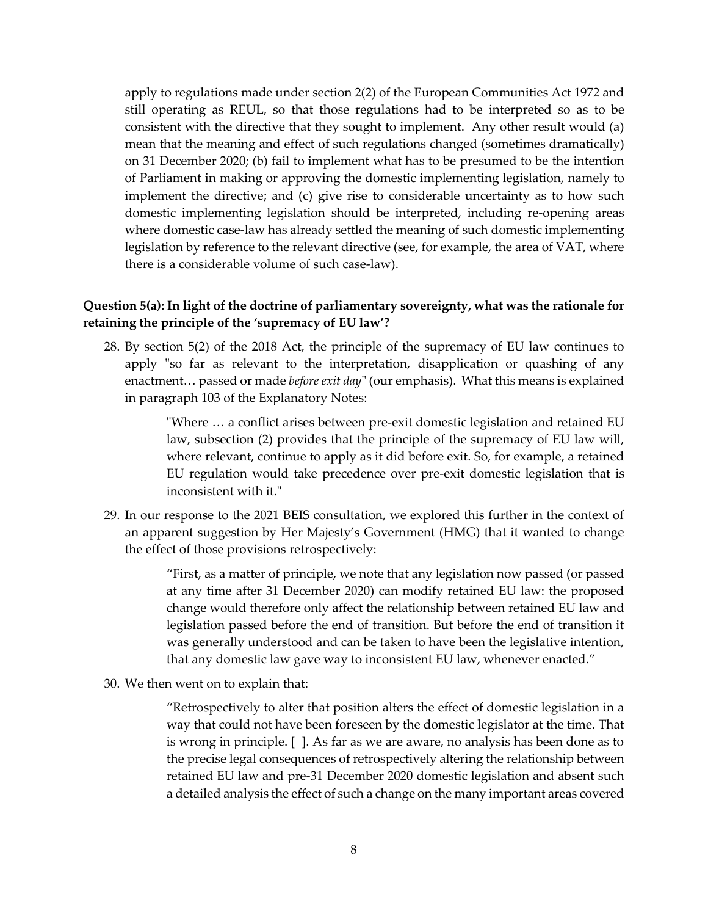apply to regulations made under section 2(2) of the European Communities Act 1972 and still operating as REUL, so that those regulations had to be interpreted so as to be consistent with the directive that they sought to implement. Any other result would (a) mean that the meaning and effect of such regulations changed (sometimes dramatically) on 31 December 2020; (b) fail to implement what has to be presumed to be the intention of Parliament in making or approving the domestic implementing legislation, namely to implement the directive; and (c) give rise to considerable uncertainty as to how such domestic implementing legislation should be interpreted, including re-opening areas where domestic case-law has already settled the meaning of such domestic implementing legislation by reference to the relevant directive (see, for example, the area of VAT, where there is a considerable volume of such case-law).

**Question 5(a): In light of the doctrine of parliamentary sovereignty, what was the rationale for retaining the principle of the 'supremacy of EU law'?**

28. By section 5(2) of the 2018 Act, the principle of the supremacy of EU law continues to apply "so far as relevant to the interpretation, disapplication or quashing of any enactment… passed or made *before exit day*" (our emphasis). What this means is explained in paragraph 103 of the Explanatory Notes:

> "Where … a conflict arises between pre-exit domestic legislation and retained EU law, subsection (2) provides that the principle of the supremacy of EU law will, where relevant, continue to apply as it did before exit. So, for example, a retained EU regulation would take precedence over pre-exit domestic legislation that is inconsistent with it."

29. In our response to the 2021 BEIS consultation, we explored this further in the context of an apparent suggestion by Her Majesty's Government (HMG) that it wanted to change the effect of those provisions retrospectively:

> "First, as a matter of principle, we note that any legislation now passed (or passed at any time after 31 December 2020) can modify retained EU law: the proposed change would therefore only affect the relationship between retained EU law and legislation passed before the end of transition. But before the end of transition it was generally understood and can be taken to have been the legislative intention, that any domestic law gave way to inconsistent EU law, whenever enacted."

30. We then went on to explain that:

> "Retrospectively to alter that position alters the effect of domestic legislation in a way that could not have been foreseen by the domestic legislator at the time. That is wrong in principle. [ ]. As far as we are aware, no analysis has been done as to the precise legal consequences of retrospectively altering the relationship between retained EU law and pre-31 December 2020 domestic legislation and absent such a detailed analysis the effect of such a change on the many important areas covered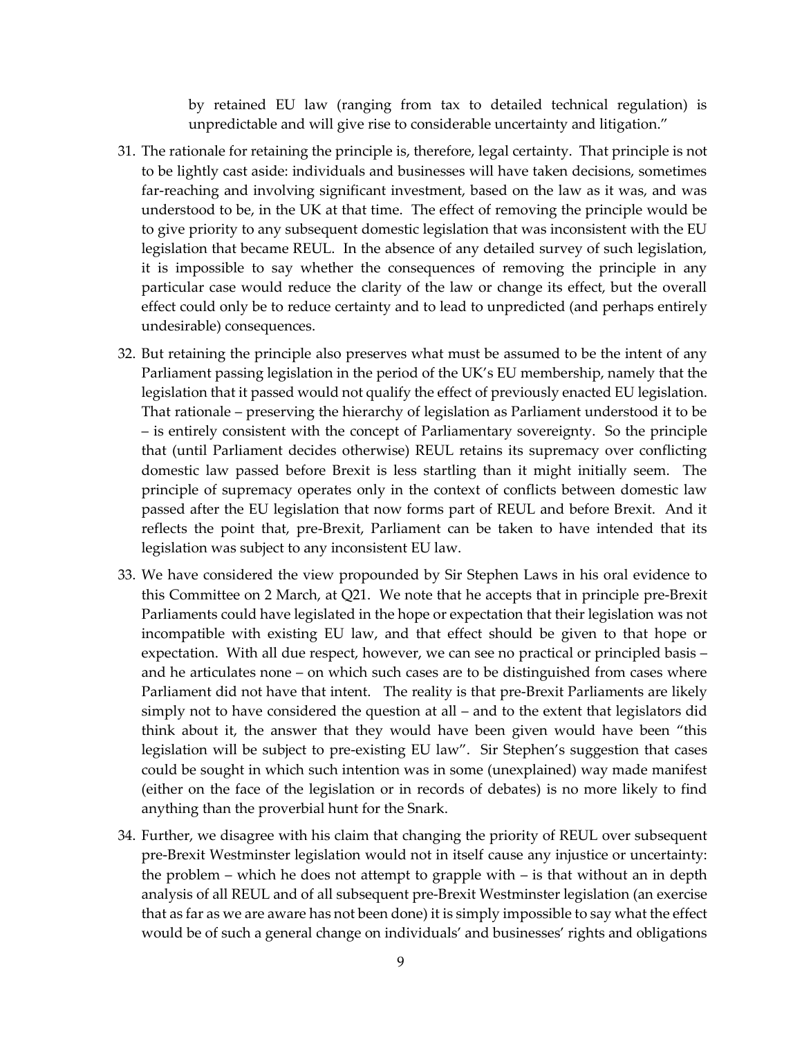> by retained EU law (ranging from tax to detailed technical regulation) is unpredictable and will give rise to considerable uncertainty and litigation."

31. The rationale for retaining the principle is, therefore, legal certainty. That principle is not to be lightly cast aside: individuals and businesses will have taken decisions, sometimes far-reaching and involving significant investment, based on the law as it was, and was understood to be, in the UK at that time. The effect of removing the principle would be to give priority to any subsequent domestic legislation that was inconsistent with the EU legislation that became REUL. In the absence of any detailed survey of such legislation, it is impossible to say whether the consequences of removing the principle in any particular case would reduce the clarity of the law or change its effect, but the overall effect could only be to reduce certainty and to lead to unpredicted (and perhaps entirely undesirable) consequences.

32. But retaining the principle also preserves what must be assumed to be the intent of any Parliament passing legislation in the period of the UK's EU membership, namely that the legislation that it passed would not qualify the effect of previously enacted EU legislation. That rationale – preserving the hierarchy of legislation as Parliament understood it to be – is entirely consistent with the concept of Parliamentary sovereignty. So the principle that (until Parliament decides otherwise) REUL retains its supremacy over conflicting domestic law passed before Brexit is less startling than it might initially seem. The principle of supremacy operates only in the context of conflicts between domestic law passed after the EU legislation that now forms part of REUL and before Brexit. And it reflects the point that, pre-Brexit, Parliament can be taken to have intended that its legislation was subject to any inconsistent EU law.

33. We have considered the view propounded by Sir Stephen Laws in his oral evidence to this Committee on 2 March, at Q21. We note that he accepts that in principle pre-Brexit Parliaments could have legislated in the hope or expectation that their legislation was not incompatible with existing EU law, and that effect should be given to that hope or expectation. With all due respect, however, we can see no practical or principled basis – and he articulates none – on which such cases are to be distinguished from cases where Parliament did not have that intent. The reality is that pre-Brexit Parliaments are likely simply not to have considered the question at all – and to the extent that legislators did think about it, the answer that they would have been given would have been "this legislation will be subject to pre-existing EU law". Sir Stephen's suggestion that cases could be sought in which such intention was in some (unexplained) way made manifest (either on the face of the legislation or in records of debates) is no more likely to find anything than the proverbial hunt for the Snark.

34. Further, we disagree with his claim that changing the priority of REUL over subsequent pre-Brexit Westminster legislation would not in itself cause any injustice or uncertainty: the problem – which he does not attempt to grapple with – is that without an in depth analysis of all REUL and of all subsequent pre-Brexit Westminster legislation (an exercise that as far as we are aware has not been done) it is simply impossible to say what the effect would be of such a general change on individuals' and businesses' rights and obligations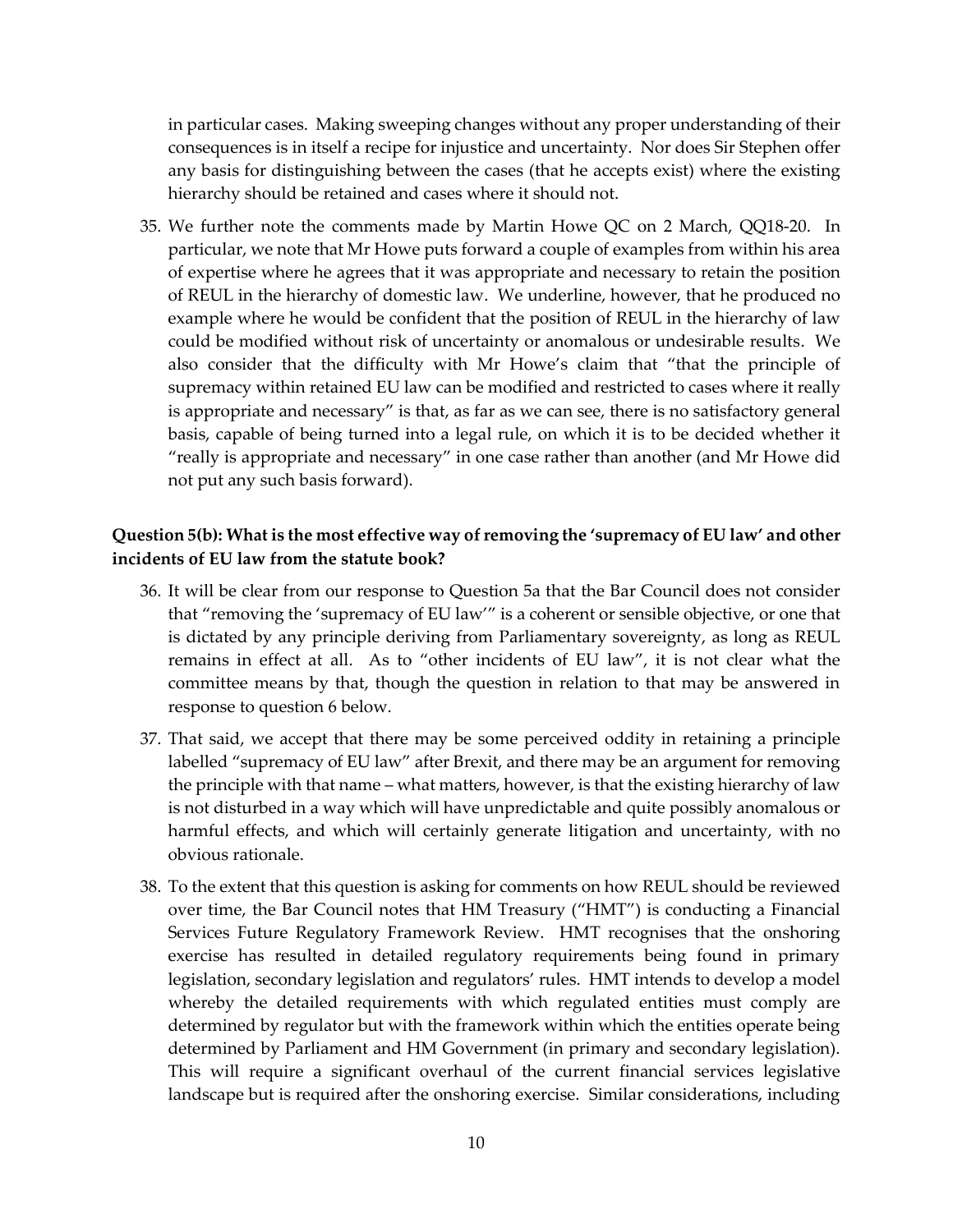in particular cases. Making sweeping changes without any proper understanding of their consequences is in itself a recipe for injustice and uncertainty. Nor does Sir Stephen offer any basis for distinguishing between the cases (that he accepts exist) where the existing hierarchy should be retained and cases where it should not.

35. We further note the comments made by Martin Howe QC on 2 March, QQ18-20. In particular, we note that Mr Howe puts forward a couple of examples from within his area of expertise where he agrees that it was appropriate and necessary to retain the position of REUL in the hierarchy of domestic law. We underline, however, that he produced no example where he would be confident that the position of REUL in the hierarchy of law could be modified without risk of uncertainty or anomalous or undesirable results. We also consider that the difficulty with Mr Howe's claim that "that the principle of supremacy within retained EU law can be modified and restricted to cases where it really is appropriate and necessary" is that, as far as we can see, there is no satisfactory general basis, capable of being turned into a legal rule, on which it is to be decided whether it "really is appropriate and necessary" in one case rather than another (and Mr Howe did not put any such basis forward).

**Question 5(b): What is the most effective way of removing the 'supremacy of EU law' and other incidents of EU law from the statute book?**

36. It will be clear from our response to Question 5a that the Bar Council does not consider that "removing the 'supremacy of EU law'" is a coherent or sensible objective, or one that is dictated by any principle deriving from Parliamentary sovereignty, as long as REUL remains in effect at all. As to "other incidents of EU law", it is not clear what the committee means by that, though the question in relation to that may be answered in response to question 6 below.

37. That said, we accept that there may be some perceived oddity in retaining a principle labelled "supremacy of EU law" after Brexit, and there may be an argument for removing the principle with that name – what matters, however, is that the existing hierarchy of law is not disturbed in a way which will have unpredictable and quite possibly anomalous or harmful effects, and which will certainly generate litigation and uncertainty, with no obvious rationale.

38. To the extent that this question is asking for comments on how REUL should be reviewed over time, the Bar Council notes that HM Treasury ("HMT") is conducting a Financial Services Future Regulatory Framework Review. HMT recognises that the onshoring exercise has resulted in detailed regulatory requirements being found in primary legislation, secondary legislation and regulators' rules. HMT intends to develop a model whereby the detailed requirements with which regulated entities must comply are determined by regulator but with the framework within which the entities operate being determined by Parliament and HM Government (in primary and secondary legislation). This will require a significant overhaul of the current financial services legislative landscape but is required after the onshoring exercise. Similar considerations, including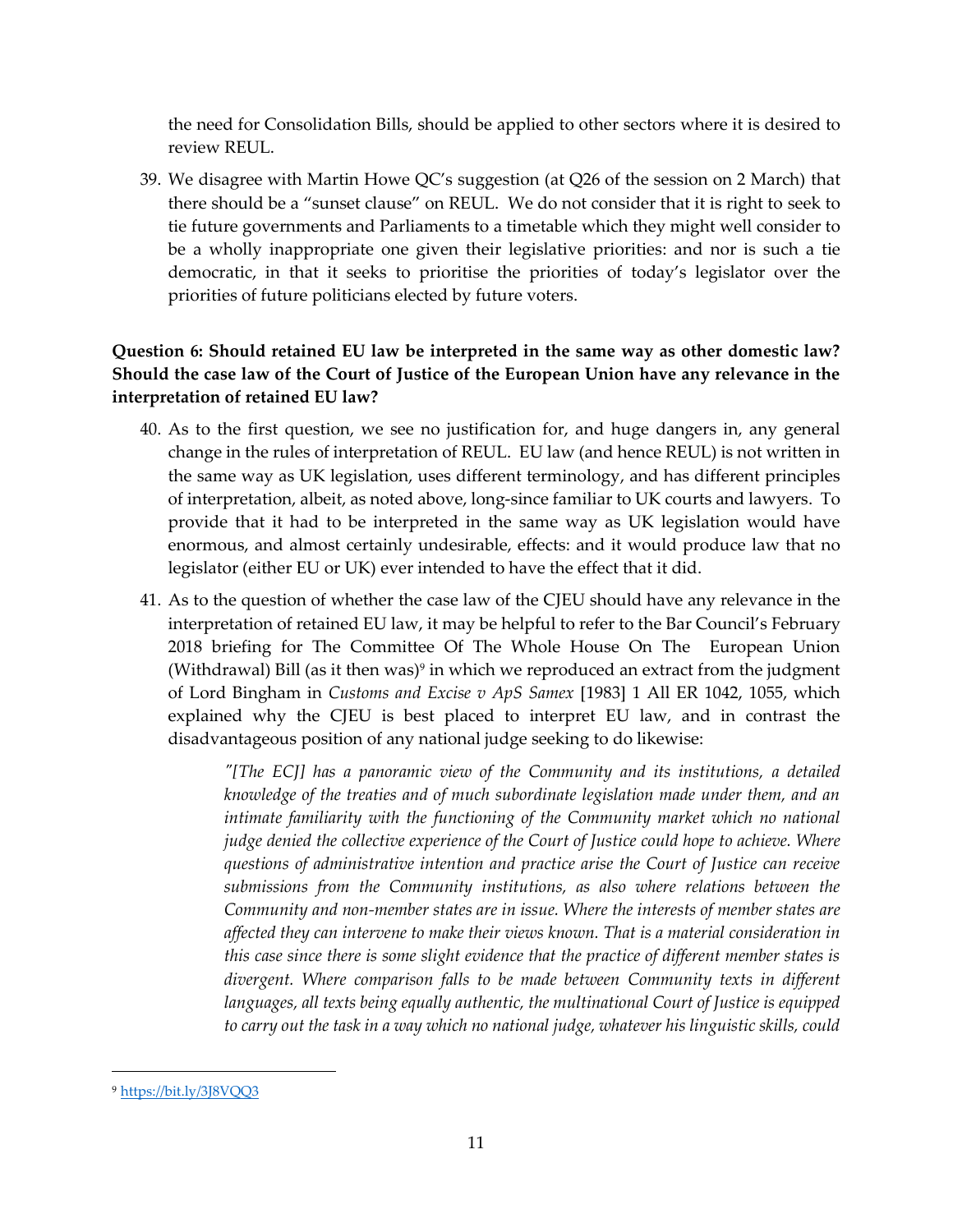the need for Consolidation Bills, should be applied to other sectors where it is desired to review REUL.

39. We disagree with Martin Howe QC's suggestion (at Q26 of the session on 2 March) that there should be a "sunset clause" on REUL. We do not consider that it is right to seek to tie future governments and Parliaments to a timetable which they might well consider to be a wholly inappropriate one given their legislative priorities: and nor is such a tie democratic, in that it seeks to prioritise the priorities of today's legislator over the priorities of future politicians elected by future voters.

**Question 6: Should retained EU law be interpreted in the same way as other domestic law? Should the case law of the Court of Justice of the European Union have any relevance in the interpretation of retained EU law?**

40. As to the first question, we see no justification for, and huge dangers in, any general change in the rules of interpretation of REUL. EU law (and hence REUL) is not written in the same way as UK legislation, uses different terminology, and has different principles of interpretation, albeit, as noted above, long-since familiar to UK courts and lawyers. To provide that it had to be interpreted in the same way as UK legislation would have enormous, and almost certainly undesirable, effects: and it would produce law that no legislator (either EU or UK) ever intended to have the effect that it did.

41. As to the question of whether the case law of the CJEU should have any relevance in the interpretation of retained EU law, it may be helpful to refer to the Bar Council's February 2018 briefing for The Committee Of The Whole House On The European Union (Withdrawal) Bill (as it then was)[9] in which we reproduced an extract from the judgment of Lord Bingham in *Customs and Excise v ApS Samex* [1983] 1 All ER 1042, 1055, which explained why the CJEU is best placed to interpret EU law, and in contrast the disadvantageous position of any national judge seeking to do likewise:

> *"[The ECJ] has a panoramic view of the Community and its institutions, a detailed knowledge of the treaties and of much subordinate legislation made under them, and an intimate familiarity with the functioning of the Community market which no national judge denied the collective experience of the Court of Justice could hope to achieve. Where questions of administrative intention and practice arise the Court of Justice can receive submissions from the Community institutions, as also where relations between the Community and non-member states are in issue. Where the interests of member states are affected they can intervene to make their views known. That is a material consideration in this case since there is some slight evidence that the practice of different member states is divergent. Where comparison falls to be made between Community texts in different languages, all texts being equally authentic, the multinational Court of Justice is equipped to carry out the task in a way which no national judge, whatever his linguistic skills, could*

[9] https://bit.ly/3J8VQQ3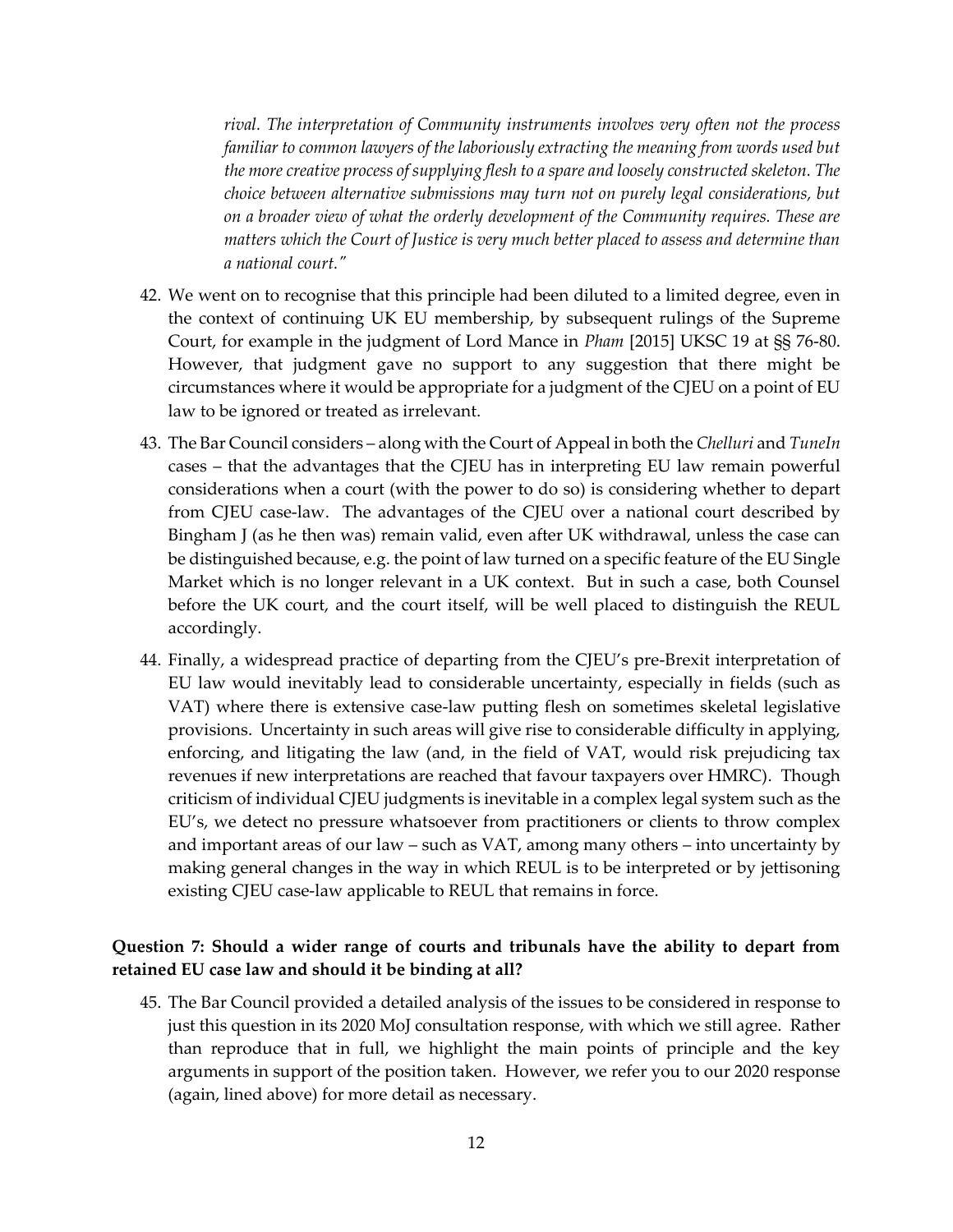> *rival. The interpretation of Community instruments involves very often not the process familiar to common lawyers of the laboriously extracting the meaning from words used but the more creative process of supplying flesh to a spare and loosely constructed skeleton. The choice between alternative submissions may turn not on purely legal considerations, but on a broader view of what the orderly development of the Community requires. These are matters which the Court of Justice is very much better placed to assess and determine than a national court."*

42. We went on to recognise that this principle had been diluted to a limited degree, even in the context of continuing UK EU membership, by subsequent rulings of the Supreme Court, for example in the judgment of Lord Mance in *Pham* [2015] UKSC 19 at §§ 76-80. However, that judgment gave no support to any suggestion that there might be circumstances where it would be appropriate for a judgment of the CJEU on a point of EU law to be ignored or treated as irrelevant.

43. The Bar Council considers – along with the Court of Appeal in both the *Chelluri* and *TuneIn* cases – that the advantages that the CJEU has in interpreting EU law remain powerful considerations when a court (with the power to do so) is considering whether to depart from CJEU case-law. The advantages of the CJEU over a national court described by Bingham J (as he then was) remain valid, even after UK withdrawal, unless the case can be distinguished because, e.g. the point of law turned on a specific feature of the EU Single Market which is no longer relevant in a UK context. But in such a case, both Counsel before the UK court, and the court itself, will be well placed to distinguish the REUL accordingly.

44. Finally, a widespread practice of departing from the CJEU's pre-Brexit interpretation of EU law would inevitably lead to considerable uncertainty, especially in fields (such as VAT) where there is extensive case-law putting flesh on sometimes skeletal legislative provisions. Uncertainty in such areas will give rise to considerable difficulty in applying, enforcing, and litigating the law (and, in the field of VAT, would risk prejudicing tax revenues if new interpretations are reached that favour taxpayers over HMRC). Though criticism of individual CJEU judgments is inevitable in a complex legal system such as the EU's, we detect no pressure whatsoever from practitioners or clients to throw complex and important areas of our law – such as VAT, among many others – into uncertainty by making general changes in the way in which REUL is to be interpreted or by jettisoning existing CJEU case-law applicable to REUL that remains in force.

**Question 7: Should a wider range of courts and tribunals have the ability to depart from retained EU case law and should it be binding at all?**

45. The Bar Council provided a detailed analysis of the issues to be considered in response to just this question in its 2020 MoJ consultation response, with which we still agree. Rather than reproduce that in full, we highlight the main points of principle and the key arguments in support of the position taken. However, we refer you to our 2020 response (again, lined above) for more detail as necessary.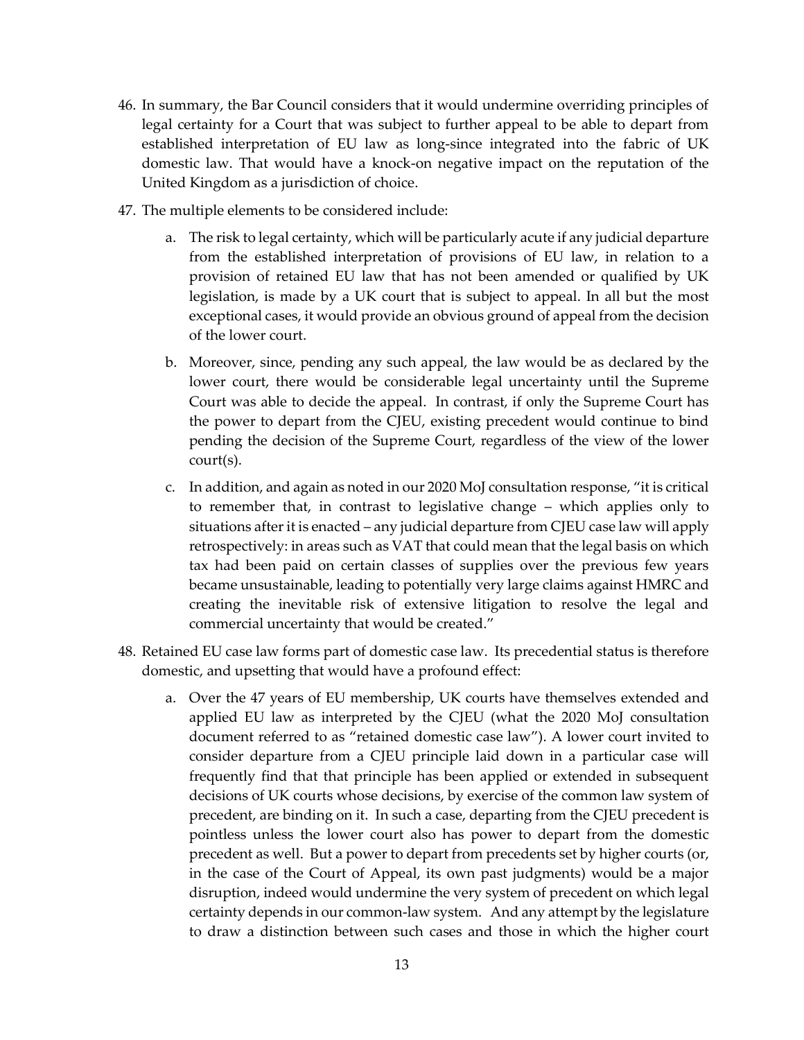46. In summary, the Bar Council considers that it would undermine overriding principles of legal certainty for a Court that was subject to further appeal to be able to depart from established interpretation of EU law as long-since integrated into the fabric of UK domestic law. That would have a knock-on negative impact on the reputation of the United Kingdom as a jurisdiction of choice.

47. The multiple elements to be considered include:

    a. The risk to legal certainty, which will be particularly acute if any judicial departure from the established interpretation of provisions of EU law, in relation to a provision of retained EU law that has not been amended or qualified by UK legislation, is made by a UK court that is subject to appeal. In all but the most exceptional cases, it would provide an obvious ground of appeal from the decision of the lower court.

    b. Moreover, since, pending any such appeal, the law would be as declared by the lower court, there would be considerable legal uncertainty until the Supreme Court was able to decide the appeal. In contrast, if only the Supreme Court has the power to depart from the CJEU, existing precedent would continue to bind pending the decision of the Supreme Court, regardless of the view of the lower court(s).

    c. In addition, and again as noted in our 2020 MoJ consultation response, "it is critical to remember that, in contrast to legislative change – which applies only to situations after it is enacted – any judicial departure from CJEU case law will apply retrospectively: in areas such as VAT that could mean that the legal basis on which tax had been paid on certain classes of supplies over the previous few years became unsustainable, leading to potentially very large claims against HMRC and creating the inevitable risk of extensive litigation to resolve the legal and commercial uncertainty that would be created."

48. Retained EU case law forms part of domestic case law. Its precedential status is therefore domestic, and upsetting that would have a profound effect:

    a. Over the 47 years of EU membership, UK courts have themselves extended and applied EU law as interpreted by the CJEU (what the 2020 MoJ consultation document referred to as "retained domestic case law"). A lower court invited to consider departure from a CJEU principle laid down in a particular case will frequently find that that principle has been applied or extended in subsequent decisions of UK courts whose decisions, by exercise of the common law system of precedent, are binding on it. In such a case, departing from the CJEU precedent is pointless unless the lower court also has power to depart from the domestic precedent as well. But a power to depart from precedents set by higher courts (or, in the case of the Court of Appeal, its own past judgments) would be a major disruption, indeed would undermine the very system of precedent on which legal certainty depends in our common-law system. And any attempt by the legislature to draw a distinction between such cases and those in which the higher court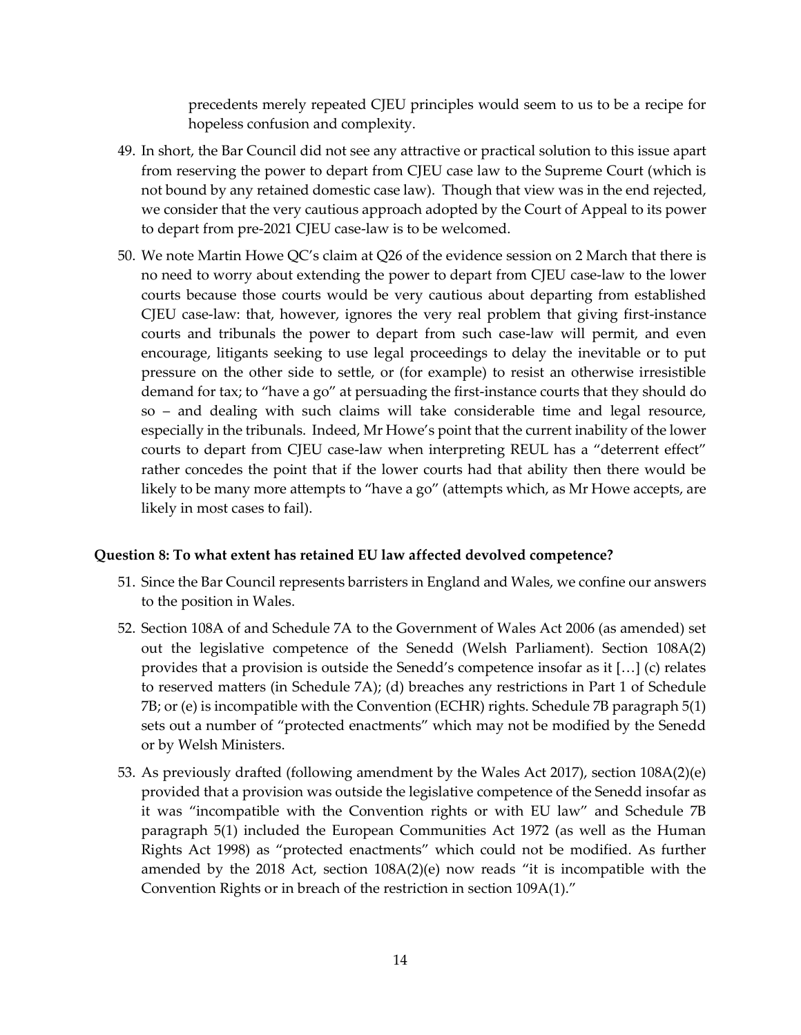precedents merely repeated CJEU principles would seem to us to be a recipe for hopeless confusion and complexity.

49. In short, the Bar Council did not see any attractive or practical solution to this issue apart from reserving the power to depart from CJEU case law to the Supreme Court (which is not bound by any retained domestic case law). Though that view was in the end rejected, we consider that the very cautious approach adopted by the Court of Appeal to its power to depart from pre-2021 CJEU case-law is to be welcomed.

50. We note Martin Howe QC's claim at Q26 of the evidence session on 2 March that there is no need to worry about extending the power to depart from CJEU case-law to the lower courts because those courts would be very cautious about departing from established CJEU case-law: that, however, ignores the very real problem that giving first-instance courts and tribunals the power to depart from such case-law will permit, and even encourage, litigants seeking to use legal proceedings to delay the inevitable or to put pressure on the other side to settle, or (for example) to resist an otherwise irresistible demand for tax; to "have a go" at persuading the first-instance courts that they should do so – and dealing with such claims will take considerable time and legal resource, especially in the tribunals. Indeed, Mr Howe's point that the current inability of the lower courts to depart from CJEU case-law when interpreting REUL has a "deterrent effect" rather concedes the point that if the lower courts had that ability then there would be likely to be many more attempts to "have a go" (attempts which, as Mr Howe accepts, are likely in most cases to fail).

**Question 8: To what extent has retained EU law affected devolved competence?**

51. Since the Bar Council represents barristers in England and Wales, we confine our answers to the position in Wales.

52. Section 108A of and Schedule 7A to the Government of Wales Act 2006 (as amended) set out the legislative competence of the Senedd (Welsh Parliament). Section 108A(2) provides that a provision is outside the Senedd's competence insofar as it […] (c) relates to reserved matters (in Schedule 7A); (d) breaches any restrictions in Part 1 of Schedule 7B; or (e) is incompatible with the Convention (ECHR) rights. Schedule 7B paragraph 5(1) sets out a number of "protected enactments" which may not be modified by the Senedd or by Welsh Ministers.

53. As previously drafted (following amendment by the Wales Act 2017), section 108A(2)(e) provided that a provision was outside the legislative competence of the Senedd insofar as it was "incompatible with the Convention rights or with EU law" and Schedule 7B paragraph 5(1) included the European Communities Act 1972 (as well as the Human Rights Act 1998) as "protected enactments" which could not be modified. As further amended by the 2018 Act, section 108A(2)(e) now reads "it is incompatible with the Convention Rights or in breach of the restriction in section 109A(1)."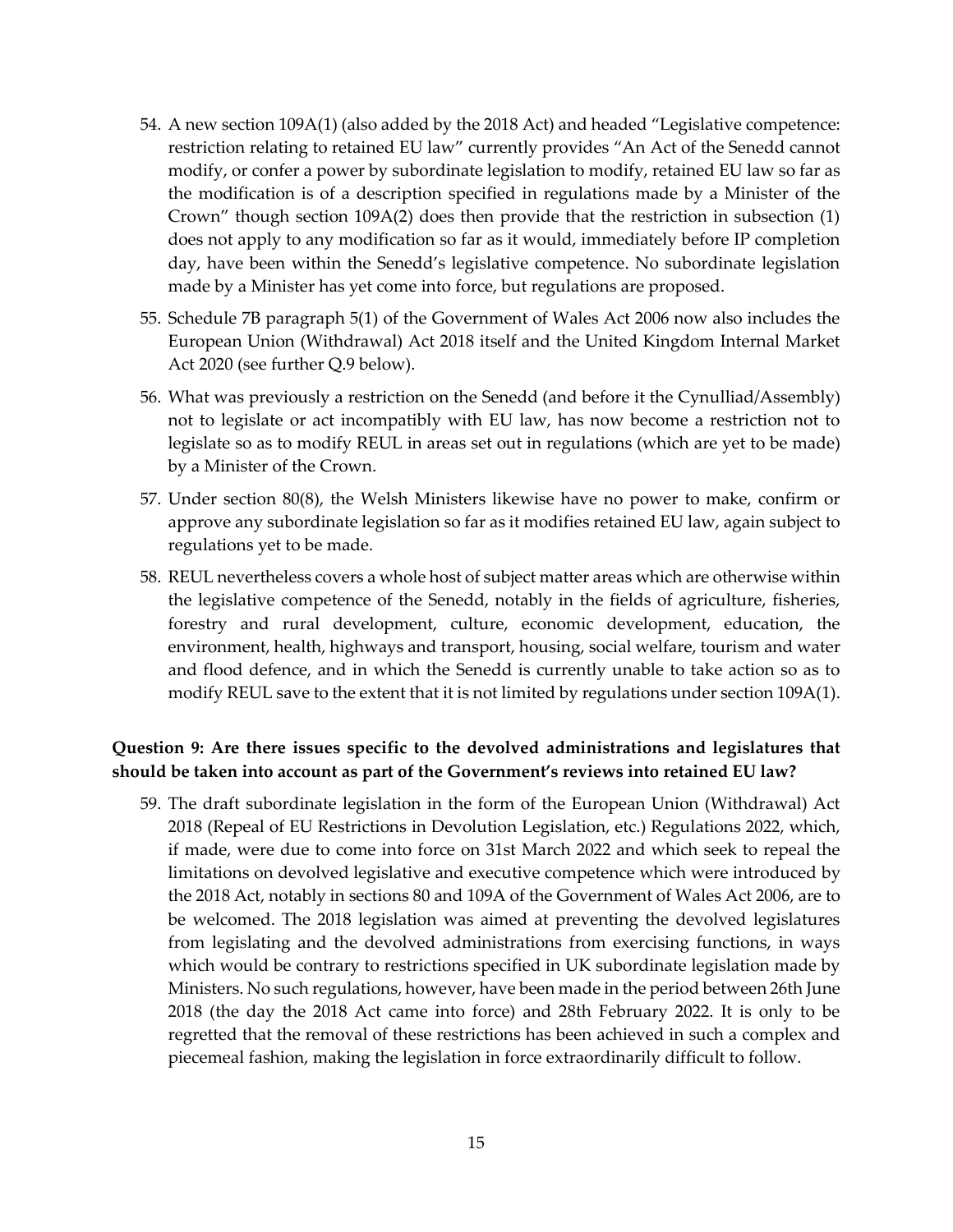54. A new section 109A(1) (also added by the 2018 Act) and headed "Legislative competence: restriction relating to retained EU law" currently provides "An Act of the Senedd cannot modify, or confer a power by subordinate legislation to modify, retained EU law so far as the modification is of a description specified in regulations made by a Minister of the Crown" though section 109A(2) does then provide that the restriction in subsection (1) does not apply to any modification so far as it would, immediately before IP completion day, have been within the Senedd's legislative competence. No subordinate legislation made by a Minister has yet come into force, but regulations are proposed.

55. Schedule 7B paragraph 5(1) of the Government of Wales Act 2006 now also includes the European Union (Withdrawal) Act 2018 itself and the United Kingdom Internal Market Act 2020 (see further Q.9 below).

56. What was previously a restriction on the Senedd (and before it the Cynulliad/Assembly) not to legislate or act incompatibly with EU law, has now become a restriction not to legislate so as to modify REUL in areas set out in regulations (which are yet to be made) by a Minister of the Crown.

57. Under section 80(8), the Welsh Ministers likewise have no power to make, confirm or approve any subordinate legislation so far as it modifies retained EU law, again subject to regulations yet to be made.

58. REUL nevertheless covers a whole host of subject matter areas which are otherwise within the legislative competence of the Senedd, notably in the fields of agriculture, fisheries, forestry and rural development, culture, economic development, education, the environment, health, highways and transport, housing, social welfare, tourism and water and flood defence, and in which the Senedd is currently unable to take action so as to modify REUL save to the extent that it is not limited by regulations under section 109A(1).

**Question 9: Are there issues specific to the devolved administrations and legislatures that should be taken into account as part of the Government's reviews into retained EU law?**

59. The draft subordinate legislation in the form of the European Union (Withdrawal) Act 2018 (Repeal of EU Restrictions in Devolution Legislation, etc.) Regulations 2022, which, if made, were due to come into force on 31st March 2022 and which seek to repeal the limitations on devolved legislative and executive competence which were introduced by the 2018 Act, notably in sections 80 and 109A of the Government of Wales Act 2006, are to be welcomed. The 2018 legislation was aimed at preventing the devolved legislatures from legislating and the devolved administrations from exercising functions, in ways which would be contrary to restrictions specified in UK subordinate legislation made by Ministers. No such regulations, however, have been made in the period between 26th June 2018 (the day the 2018 Act came into force) and 28th February 2022. It is only to be regretted that the removal of these restrictions has been achieved in such a complex and piecemeal fashion, making the legislation in force extraordinarily difficult to follow.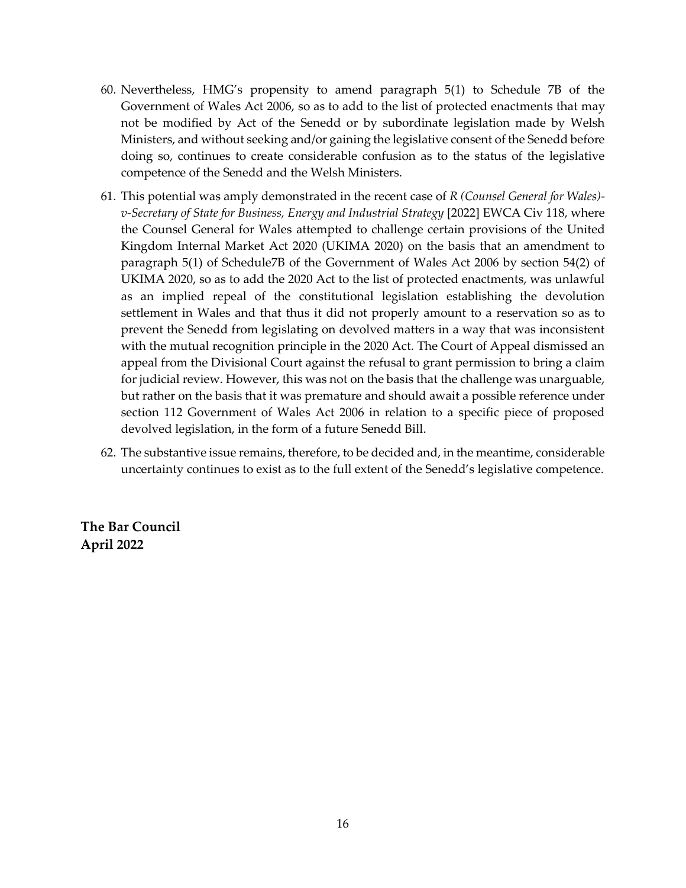60. Nevertheless, HMG's propensity to amend paragraph 5(1) to Schedule 7B of the Government of Wales Act 2006, so as to add to the list of protected enactments that may not be modified by Act of the Senedd or by subordinate legislation made by Welsh Ministers, and without seeking and/or gaining the legislative consent of the Senedd before doing so, continues to create considerable confusion as to the status of the legislative competence of the Senedd and the Welsh Ministers.

61. This potential was amply demonstrated in the recent case of *R (Counsel General for Wales)-v-Secretary of State for Business, Energy and Industrial Strategy* [2022] EWCA Civ 118, where the Counsel General for Wales attempted to challenge certain provisions of the United Kingdom Internal Market Act 2020 (UKIMA 2020) on the basis that an amendment to paragraph 5(1) of Schedule7B of the Government of Wales Act 2006 by section 54(2) of UKIMA 2020, so as to add the 2020 Act to the list of protected enactments, was unlawful as an implied repeal of the constitutional legislation establishing the devolution settlement in Wales and that thus it did not properly amount to a reservation so as to prevent the Senedd from legislating on devolved matters in a way that was inconsistent with the mutual recognition principle in the 2020 Act. The Court of Appeal dismissed an appeal from the Divisional Court against the refusal to grant permission to bring a claim for judicial review. However, this was not on the basis that the challenge was unarguable, but rather on the basis that it was premature and should await a possible reference under section 112 Government of Wales Act 2006 in relation to a specific piece of proposed devolved legislation, in the form of a future Senedd Bill.

62. The substantive issue remains, therefore, to be decided and, in the meantime, considerable uncertainty continues to exist as to the full extent of the Senedd's legislative competence.

**The Bar Council**
**April 2022**